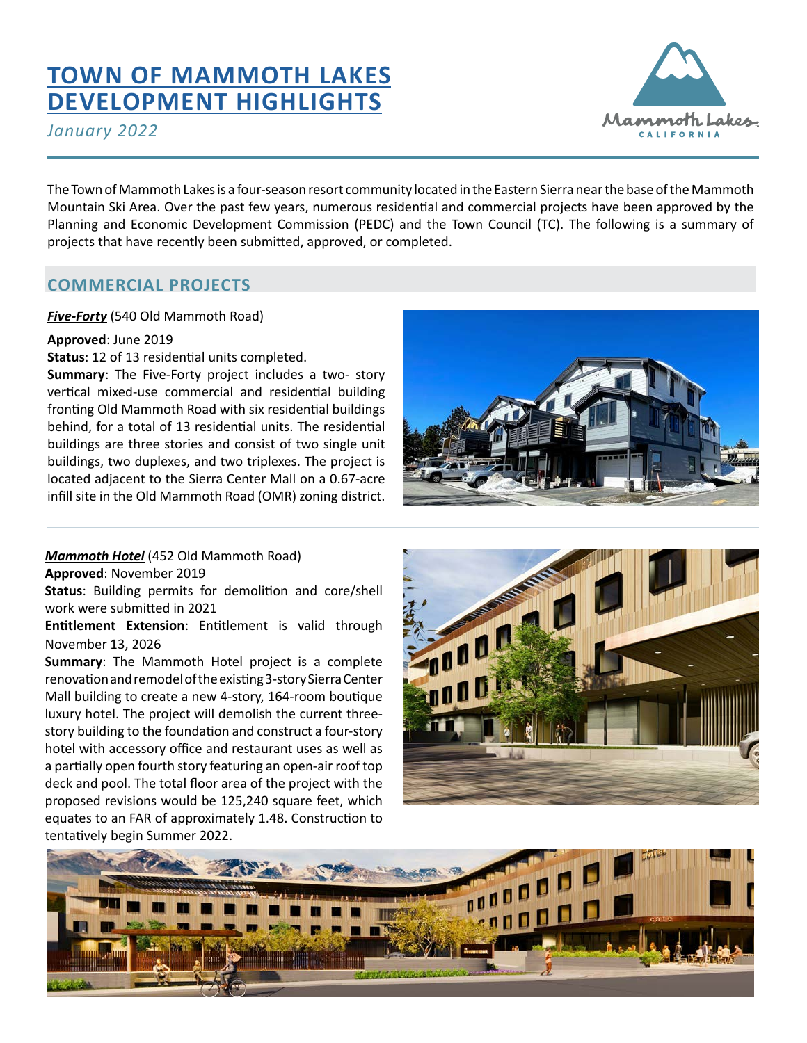# TOWN OF MAMMOTH LAKES DEVELOPMENT HIGHLIGHTS

*January 2022*

The Town of Mammoth Lakes is a four-season resort community located in the Eastern Sierra near the base of the Mammoth Mountain Ski Area. Over the past few years, numerous residential and commercial projects have been approved by the Planning and Economic Development Commission (PEDC) and the Town Council (TC). The following is a summary of projects that have recently been submitted, approved, or completed.

## COMMERCIAL PROJECTS

***Five-Forty*** (540 Old Mammoth Road)

**Approved**: June 2019

**Status**: 12 of 13 residential units completed.

**Summary**: The Five-Forty project includes a two- story vertical mixed-use commercial and residential building fronting Old Mammoth Road with six residential buildings behind, for a total of 13 residential units. The residential buildings are three stories and consist of two single unit buildings, two duplexes, and two triplexes. The project is located adjacent to the Sierra Center Mall on a 0.67-acre infill site in the Old Mammoth Road (OMR) zoning district.

***Mammoth Hotel*** (452 Old Mammoth Road)

**Approved**: November 2019

**Status**: Building permits for demolition and core/shell work were submitted in 2021

**Entitlement Extension**: Entitlement is valid through November 13, 2026

**Summary**: The Mammoth Hotel project is a complete renovation and remodel of the existing 3-story Sierra Center Mall building to create a new 4-story, 164-room boutique luxury hotel. The project will demolish the current three-story building to the foundation and construct a four-story hotel with accessory office and restaurant uses as well as a partially open fourth story featuring an open-air roof top deck and pool. The total floor area of the project with the proposed revisions would be 125,240 square feet, which equates to an FAR of approximately 1.48. Construction to tentatively begin Summer 2022.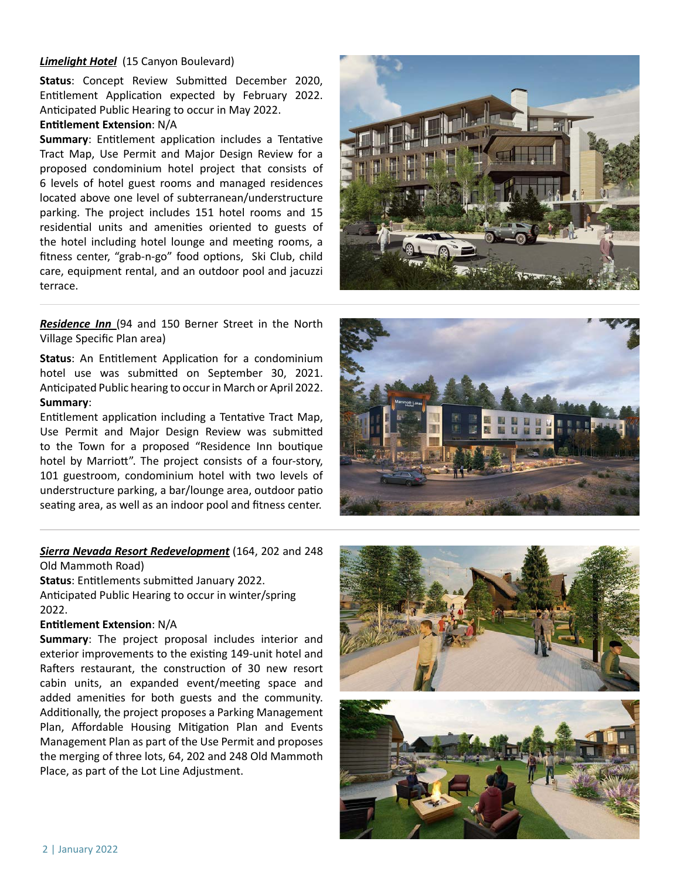***Limelight Hotel*** (15 Canyon Boulevard)

**Status**: Concept Review Submitted December 2020, Entitlement Application expected by February 2022. Anticipated Public Hearing to occur in May 2022.

**Entitlement Extension**: N/A

**Summary**: Entitlement application includes a Tentative Tract Map, Use Permit and Major Design Review for a proposed condominium hotel project that consists of 6 levels of hotel guest rooms and managed residences located above one level of subterranean/understructure parking. The project includes 151 hotel rooms and 15 residential units and amenities oriented to guests of the hotel including hotel lounge and meeting rooms, a fitness center, "grab-n-go" food options, Ski Club, child care, equipment rental, and an outdoor pool and jacuzzi terrace.

---

***Residence Inn*** (94 and 150 Berner Street in the North Village Specific Plan area)

**Status**: An Entitlement Application for a condominium hotel use was submitted on September 30, 2021. Anticipated Public hearing to occur in March or April 2022.

**Summary**:

Entitlement application including a Tentative Tract Map, Use Permit and Major Design Review was submitted to the Town for a proposed "Residence Inn boutique hotel by Marriott". The project consists of a four-story, 101 guestroom, condominium hotel with two levels of understructure parking, a bar/lounge area, outdoor patio seating area, as well as an indoor pool and fitness center.

---

***Sierra Nevada Resort Redevelopment*** (164, 202 and 248 Old Mammoth Road)

**Status**: Entitlements submitted January 2022.

Anticipated Public Hearing to occur in winter/spring 2022.

**Entitlement Extension**: N/A

**Summary**: The project proposal includes interior and exterior improvements to the existing 149-unit hotel and Rafters restaurant, the construction of 30 new resort cabin units, an expanded event/meeting space and added amenities for both guests and the community. Additionally, the project proposes a Parking Management Plan, Affordable Housing Mitigation Plan and Events Management Plan as part of the Use Permit and proposes the merging of three lots, 64, 202 and 248 Old Mammoth Place, as part of the Lot Line Adjustment.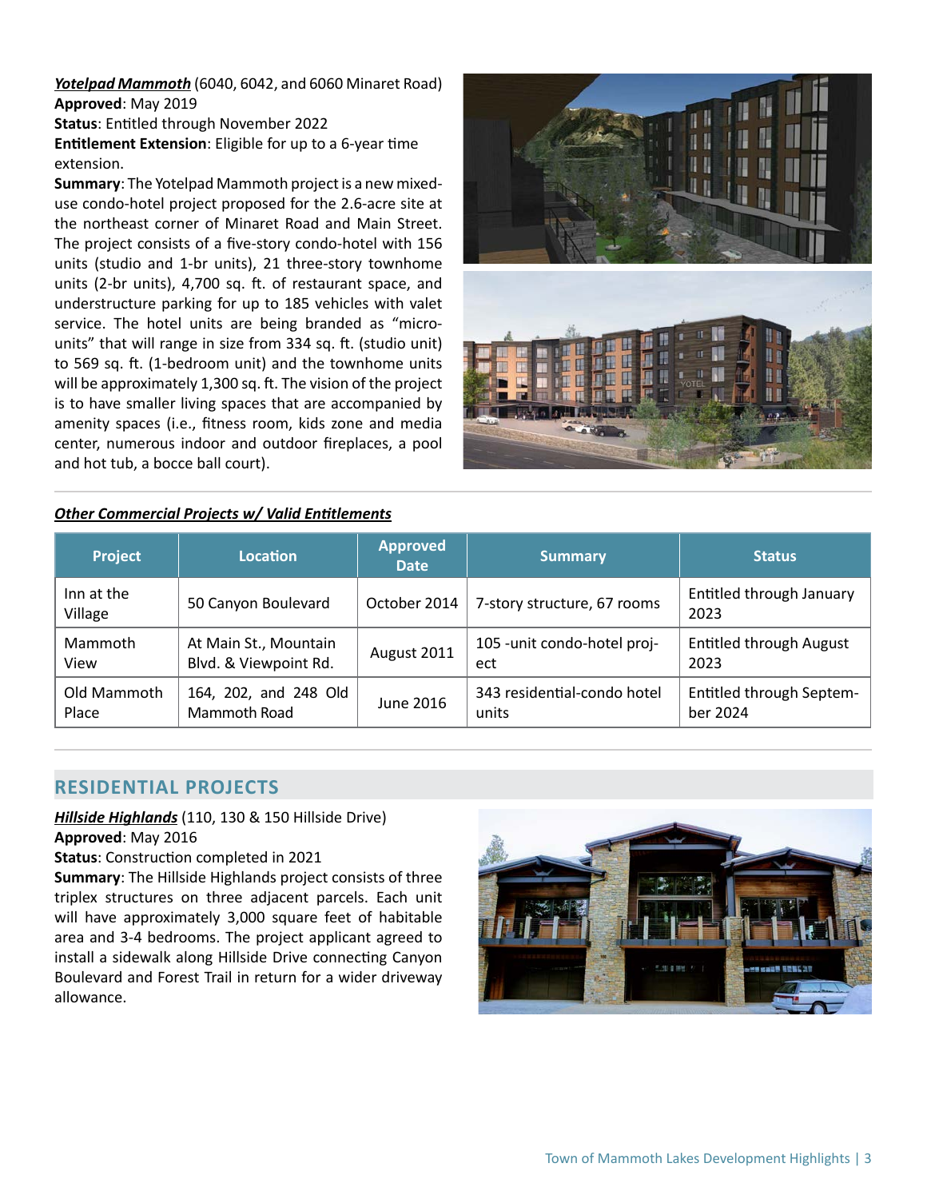***Yotelpad Mammoth*** (6040, 6042, and 6060 Minaret Road)
**Approved**: May 2019
**Status**: Entitled through November 2022
**Entitlement Extension**: Eligible for up to a 6-year time extension.
**Summary**: The Yotelpad Mammoth project is a new mixed-use condo-hotel project proposed for the 2.6-acre site at the northeast corner of Minaret Road and Main Street. The project consists of a five-story condo-hotel with 156 units (studio and 1-br units), 21 three-story townhome units (2-br units), 4,700 sq. ft. of restaurant space, and understructure parking for up to 185 vehicles with valet service. The hotel units are being branded as "micro-units" that will range in size from 334 sq. ft. (studio unit) to 569 sq. ft. (1-bedroom unit) and the townhome units will be approximately 1,300 sq. ft. The vision of the project is to have smaller living spaces that are accompanied by amenity spaces (i.e., fitness room, kids zone and media center, numerous indoor and outdoor fireplaces, a pool and hot tub, a bocce ball court).

***Other Commercial Projects w/ Valid Entitlements***

| Project | Location | Approved Date | Summary | Status |
|---|---|---|---|---|
| Inn at the Village | 50 Canyon Boulevard | October 2014 | 7-story structure, 67 rooms | Entitled through January 2023 |
| Mammoth View | At Main St., Mountain Blvd. & Viewpoint Rd. | August 2011 | 105 -unit condo-hotel project | Entitled through August 2023 |
| Old Mammoth Place | 164, 202, and 248 Old Mammoth Road | June 2016 | 343 residential-condo hotel units | Entitled through September 2024 |

## RESIDENTIAL PROJECTS

***Hillside Highlands*** (110, 130 & 150 Hillside Drive)
**Approved**: May 2016
**Status**: Construction completed in 2021
**Summary**: The Hillside Highlands project consists of three triplex structures on three adjacent parcels. Each unit will have approximately 3,000 square feet of habitable area and 3-4 bedrooms. The project applicant agreed to install a sidewalk along Hillside Drive connecting Canyon Boulevard and Forest Trail in return for a wider driveway allowance.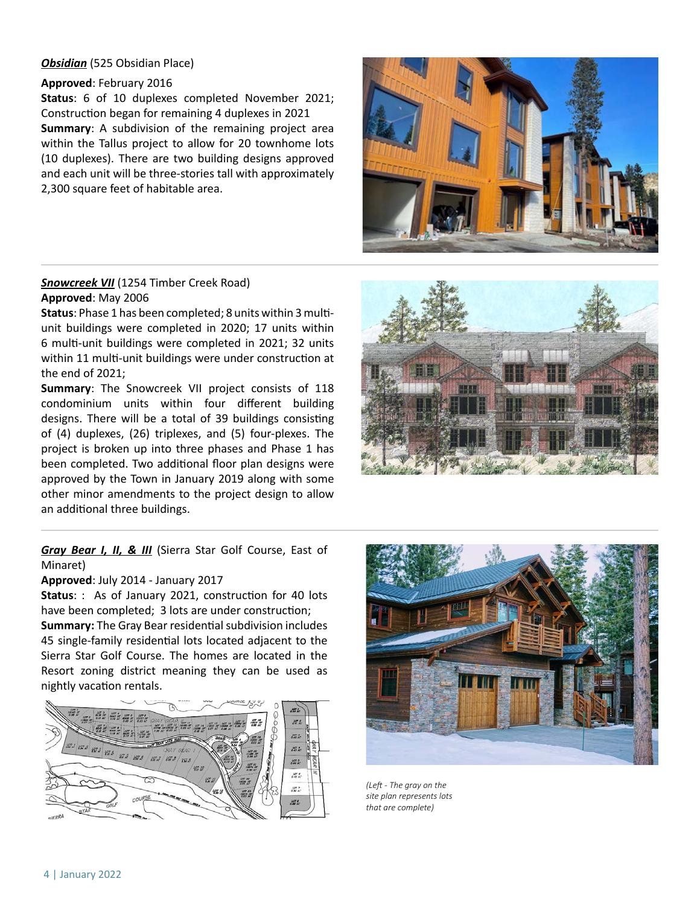***Obsidian*** (525 Obsidian Place)

**Approved**: February 2016

**Status**: 6 of 10 duplexes completed November 2021; Construction began for remaining 4 duplexes in 2021

**Summary**: A subdivision of the remaining project area within the Tallus project to allow for 20 townhome lots (10 duplexes). There are two building designs approved and each unit will be three-stories tall with approximately 2,300 square feet of habitable area.

---

***Snowcreek VII*** (1254 Timber Creek Road)

**Approved**: May 2006

**Status**: Phase 1 has been completed; 8 units within 3 multi-unit buildings were completed in 2020; 17 units within 6 multi-unit buildings were completed in 2021; 32 units within 11 multi-unit buildings were under construction at the end of 2021;

**Summary**: The Snowcreek VII project consists of 118 condominium units within four different building designs. There will be a total of 39 buildings consisting of (4) duplexes, (26) triplexes, and (5) four-plexes. The project is broken up into three phases and Phase 1 has been completed. Two additional floor plan designs were approved by the Town in January 2019 along with some other minor amendments to the project design to allow an additional three buildings.

---

***Gray Bear I, II, & III*** (Sierra Star Golf Course, East of Minaret)

**Approved**: July 2014 - January 2017

**Status**: : As of January 2021, construction for 40 lots have been completed; 3 lots are under construction;

**Summary:** The Gray Bear residential subdivision includes 45 single-family residential lots located adjacent to the Sierra Star Golf Course. The homes are located in the Resort zoning district meaning they can be used as nightly vacation rentals.

*(Left - The gray on the site plan represents lots that are complete)*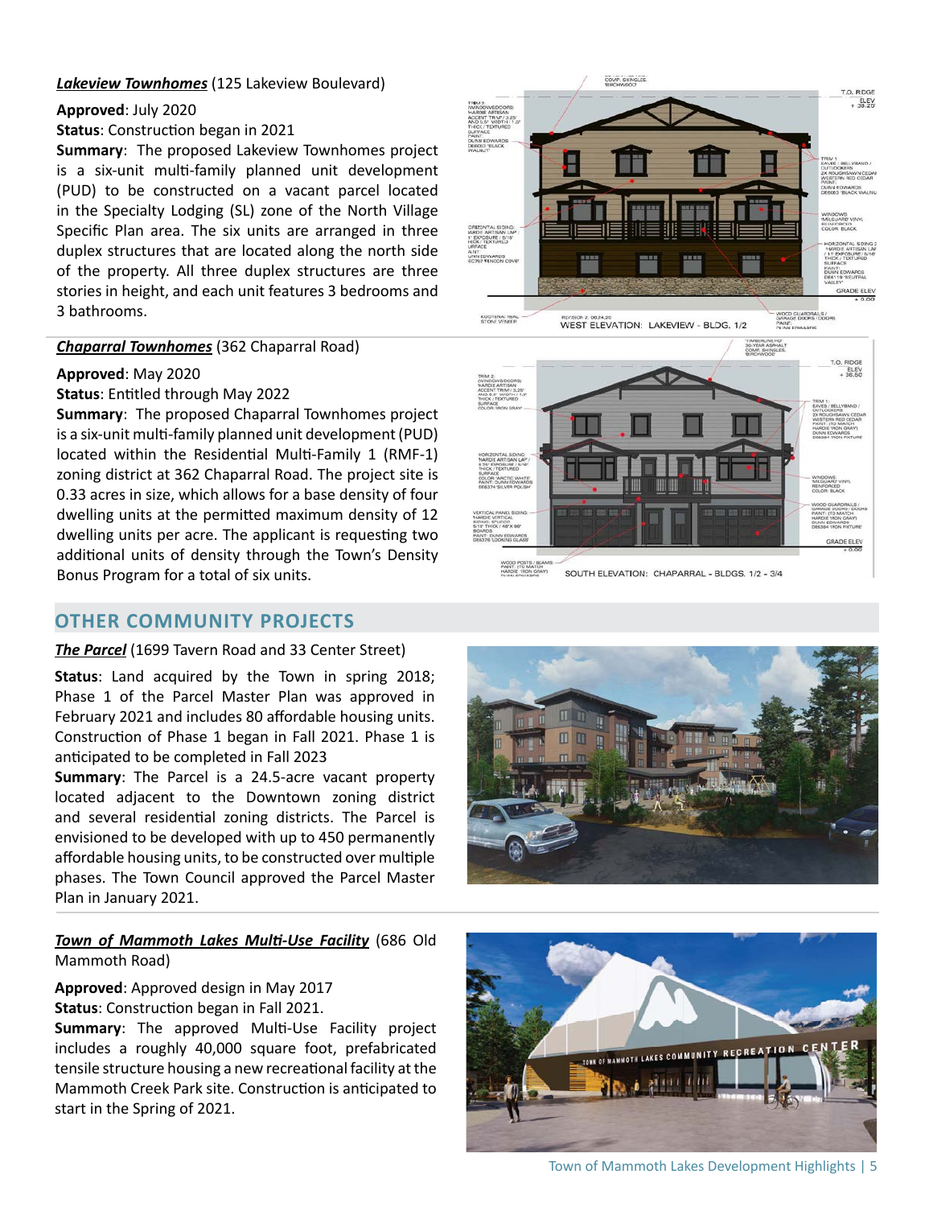***Lakeview Townhomes*** (125 Lakeview Boulevard)

**Approved**: July 2020
**Status**: Construction began in 2021
**Summary**: The proposed Lakeview Townhomes project is a six-unit multi-family planned unit development (PUD) to be constructed on a vacant parcel located in the Specialty Lodging (SL) zone of the North Village Specific Plan area. The six units are arranged in three duplex structures that are located along the north side of the property. All three duplex structures are three stories in height, and each unit features 3 bedrooms and 3 bathrooms.

***Chaparral Townhomes*** (362 Chaparral Road)

**Approved**: May 2020
**Status**: Entitled through May 2022
**Summary**: The proposed Chaparral Townhomes project is a six-unit multi-family planned unit development (PUD) located within the Residential Multi-Family 1 (RMF-1) zoning district at 362 Chaparral Road. The project site is 0.33 acres in size, which allows for a base density of four dwelling units at the permitted maximum density of 12 dwelling units per acre. The applicant is requesting two additional units of density through the Town's Density Bonus Program for a total of six units.

## OTHER COMMUNITY PROJECTS

***The Parcel*** (1699 Tavern Road and 33 Center Street)

**Status**: Land acquired by the Town in spring 2018; Phase 1 of the Parcel Master Plan was approved in February 2021 and includes 80 affordable housing units. Construction of Phase 1 began in Fall 2021. Phase 1 is anticipated to be completed in Fall 2023
**Summary**: The Parcel is a 24.5-acre vacant property located adjacent to the Downtown zoning district and several residential zoning districts. The Parcel is envisioned to be developed with up to 450 permanently affordable housing units, to be constructed over multiple phases. The Town Council approved the Parcel Master Plan in January 2021.

***Town of Mammoth Lakes Multi-Use Facility*** (686 Old Mammoth Road)

**Approved**: Approved design in May 2017
**Status**: Construction began in Fall 2021.
**Summary**: The approved Multi-Use Facility project includes a roughly 40,000 square foot, prefabricated tensile structure housing a new recreational facility at the Mammoth Creek Park site. Construction is anticipated to start in the Spring of 2021.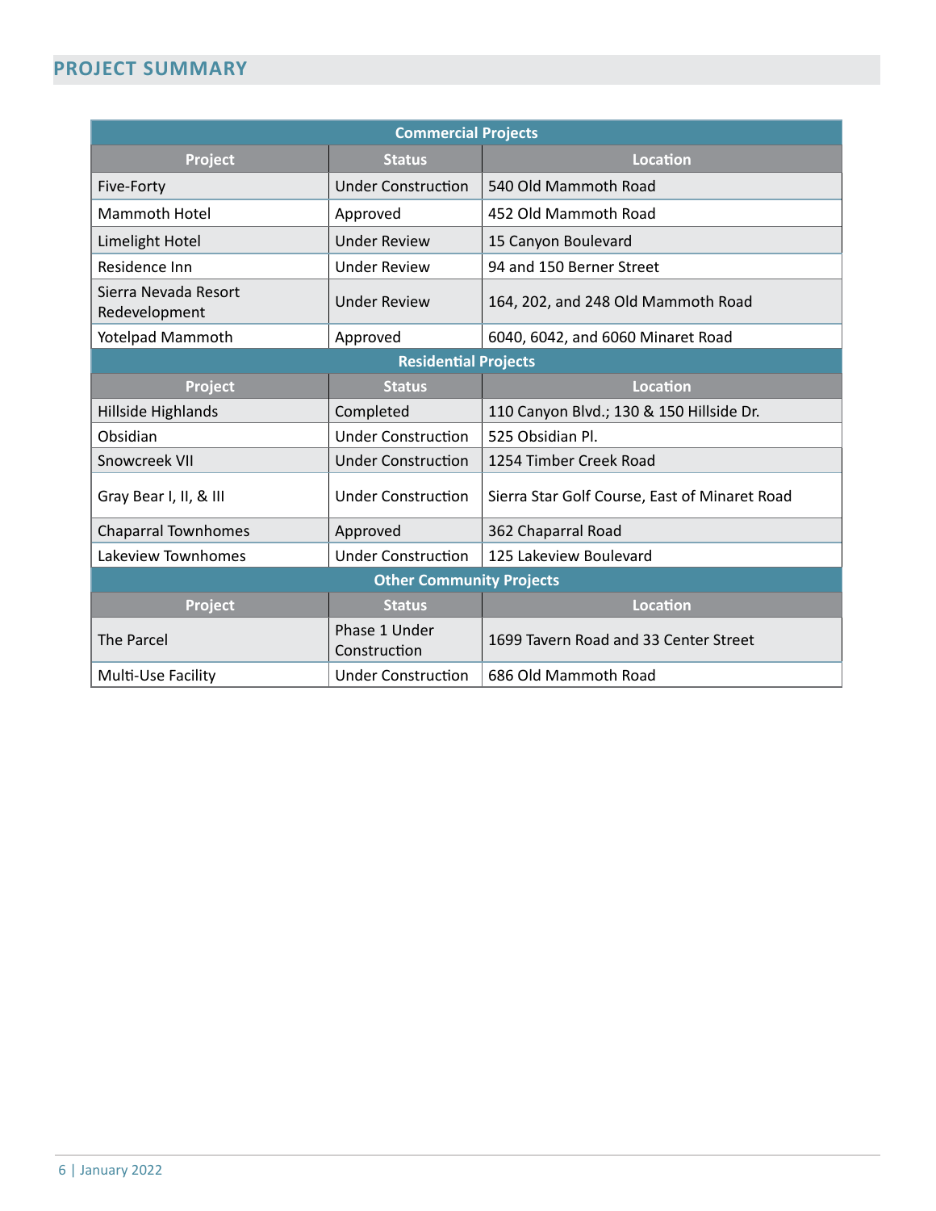## PROJECT SUMMARY

| Commercial Projects | | |
|---|---|---|
| **Project** | **Status** | **Location** |
| Five-Forty | Under Construction | 540 Old Mammoth Road |
| Mammoth Hotel | Approved | 452 Old Mammoth Road |
| Limelight Hotel | Under Review | 15 Canyon Boulevard |
| Residence Inn | Under Review | 94 and 150 Berner Street |
| Sierra Nevada Resort Redevelopment | Under Review | 164, 202, and 248 Old Mammoth Road |
| Yotelpad Mammoth | Approved | 6040, 6042, and 6060 Minaret Road |
| **Residential Projects** | | |
| **Project** | **Status** | **Location** |
| Hillside Highlands | Completed | 110 Canyon Blvd.; 130 & 150 Hillside Dr. |
| Obsidian | Under Construction | 525 Obsidian Pl. |
| Snowcreek VII | Under Construction | 1254 Timber Creek Road |
| Gray Bear I, II, & III | Under Construction | Sierra Star Golf Course, East of Minaret Road |
| Chaparral Townhomes | Approved | 362 Chaparral Road |
| Lakeview Townhomes | Under Construction | 125 Lakeview Boulevard |
| **Other Community Projects** | | |
| **Project** | **Status** | **Location** |
| The Parcel | Phase 1 Under Construction | 1699 Tavern Road and 33 Center Street |
| Multi-Use Facility | Under Construction | 686 Old Mammoth Road |